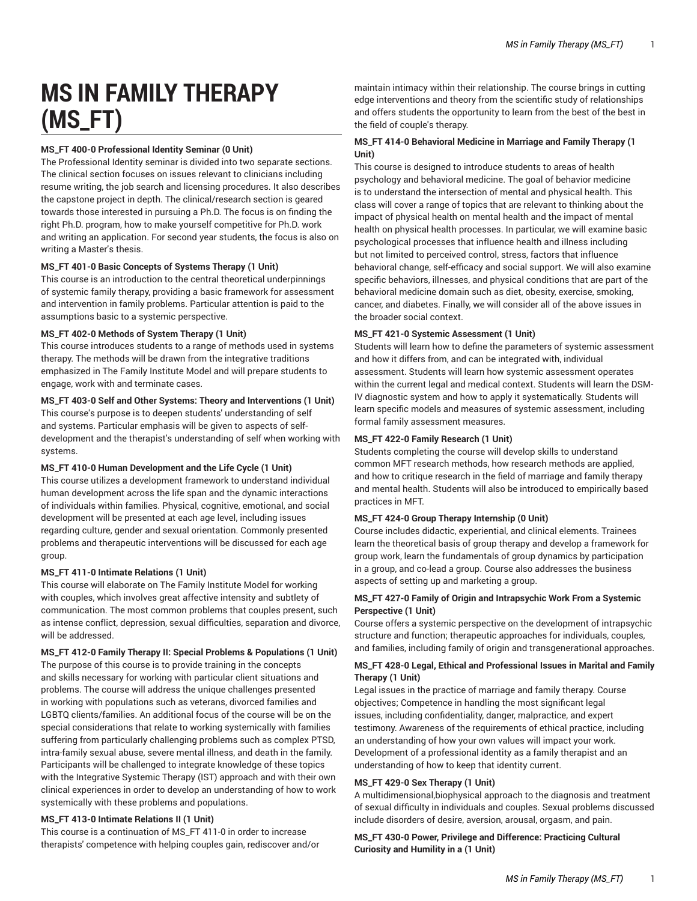# MS IN FAMILY THERAPY (MS_FT)

**MS_FT 400-0 Professional Identity Seminar (0 Unit)**

The Professional Identity seminar is divided into two separate sections. The clinical section focuses on issues relevant to clinicians including resume writing, the job search and licensing procedures. It also describes the capstone project in depth. The clinical/research section is geared towards those interested in pursuing a Ph.D. The focus is on finding the right Ph.D. program, how to make yourself competitive for Ph.D. work and writing an application. For second year students, the focus is also on writing a Master's thesis.

**MS_FT 401-0 Basic Concepts of Systems Therapy (1 Unit)**

This course is an introduction to the central theoretical underpinnings of systemic family therapy, providing a basic framework for assessment and intervention in family problems. Particular attention is paid to the assumptions basic to a systemic perspective.

**MS_FT 402-0 Methods of System Therapy (1 Unit)**

This course introduces students to a range of methods used in systems therapy. The methods will be drawn from the integrative traditions emphasized in The Family Institute Model and will prepare students to engage, work with and terminate cases.

**MS_FT 403-0 Self and Other Systems: Theory and Interventions (1 Unit)**

This course's purpose is to deepen students' understanding of self and systems. Particular emphasis will be given to aspects of self-development and the therapist's understanding of self when working with systems.

**MS_FT 410-0 Human Development and the Life Cycle (1 Unit)**

This course utilizes a development framework to understand individual human development across the life span and the dynamic interactions of individuals within families. Physical, cognitive, emotional, and social development will be presented at each age level, including issues regarding culture, gender and sexual orientation. Commonly presented problems and therapeutic interventions will be discussed for each age group.

**MS_FT 411-0 Intimate Relations (1 Unit)**

This course will elaborate on The Family Institute Model for working with couples, which involves great affective intensity and subtlety of communication. The most common problems that couples present, such as intense conflict, depression, sexual difficulties, separation and divorce, will be addressed.

**MS_FT 412-0 Family Therapy II: Special Problems & Populations (1 Unit)**

The purpose of this course is to provide training in the concepts and skills necessary for working with particular client situations and problems. The course will address the unique challenges presented in working with populations such as veterans, divorced families and LGBTQ clients/families. An additional focus of the course will be on the special considerations that relate to working systemically with families suffering from particularly challenging problems such as complex PTSD, intra-family sexual abuse, severe mental illness, and death in the family. Participants will be challenged to integrate knowledge of these topics with the Integrative Systemic Therapy (IST) approach and with their own clinical experiences in order to develop an understanding of how to work systemically with these problems and populations.

**MS_FT 413-0 Intimate Relations II (1 Unit)**

This course is a continuation of MS_FT 411-0 in order to increase therapists' competence with helping couples gain, rediscover and/or maintain intimacy within their relationship. The course brings in cutting edge interventions and theory from the scientific study of relationships and offers students the opportunity to learn from the best of the best in the field of couple's therapy.

**MS_FT 414-0 Behavioral Medicine in Marriage and Family Therapy (1 Unit)**

This course is designed to introduce students to areas of health psychology and behavioral medicine. The goal of behavior medicine is to understand the intersection of mental and physical health. This class will cover a range of topics that are relevant to thinking about the impact of physical health on mental health and the impact of mental health on physical health processes. In particular, we will examine basic psychological processes that influence health and illness including but not limited to perceived control, stress, factors that influence behavioral change, self-efficacy and social support. We will also examine specific behaviors, illnesses, and physical conditions that are part of the behavioral medicine domain such as diet, obesity, exercise, smoking, cancer, and diabetes. Finally, we will consider all of the above issues in the broader social context.

**MS_FT 421-0 Systemic Assessment (1 Unit)**

Students will learn how to define the parameters of systemic assessment and how it differs from, and can be integrated with, individual assessment. Students will learn how systemic assessment operates within the current legal and medical context. Students will learn the DSM-IV diagnostic system and how to apply it systematically. Students will learn specific models and measures of systemic assessment, including formal family assessment measures.

**MS_FT 422-0 Family Research (1 Unit)**

Students completing the course will develop skills to understand common MFT research methods, how research methods are applied, and how to critique research in the field of marriage and family therapy and mental health. Students will also be introduced to empirically based practices in MFT.

**MS_FT 424-0 Group Therapy Internship (0 Unit)**

Course includes didactic, experiential, and clinical elements. Trainees learn the theoretical basis of group therapy and develop a framework for group work, learn the fundamentals of group dynamics by participation in a group, and co-lead a group. Course also addresses the business aspects of setting up and marketing a group.

**MS_FT 427-0 Family of Origin and Intrapsychic Work From a Systemic Perspective (1 Unit)**

Course offers a systemic perspective on the development of intrapsychic structure and function; therapeutic approaches for individuals, couples, and families, including family of origin and transgenerational approaches.

**MS_FT 428-0 Legal, Ethical and Professional Issues in Marital and Family Therapy (1 Unit)**

Legal issues in the practice of marriage and family therapy. Course objectives; Competence in handling the most significant legal issues, including confidentiality, danger, malpractice, and expert testimony. Awareness of the requirements of ethical practice, including an understanding of how your own values will impact your work. Development of a professional identity as a family therapist and an understanding of how to keep that identity current.

**MS_FT 429-0 Sex Therapy (1 Unit)**

A multidimensional,biophysical approach to the diagnosis and treatment of sexual difficulty in individuals and couples. Sexual problems discussed include disorders of desire, aversion, arousal, orgasm, and pain.

**MS_FT 430-0 Power, Privilege and Difference: Practicing Cultural Curiosity and Humility in a (1 Unit)**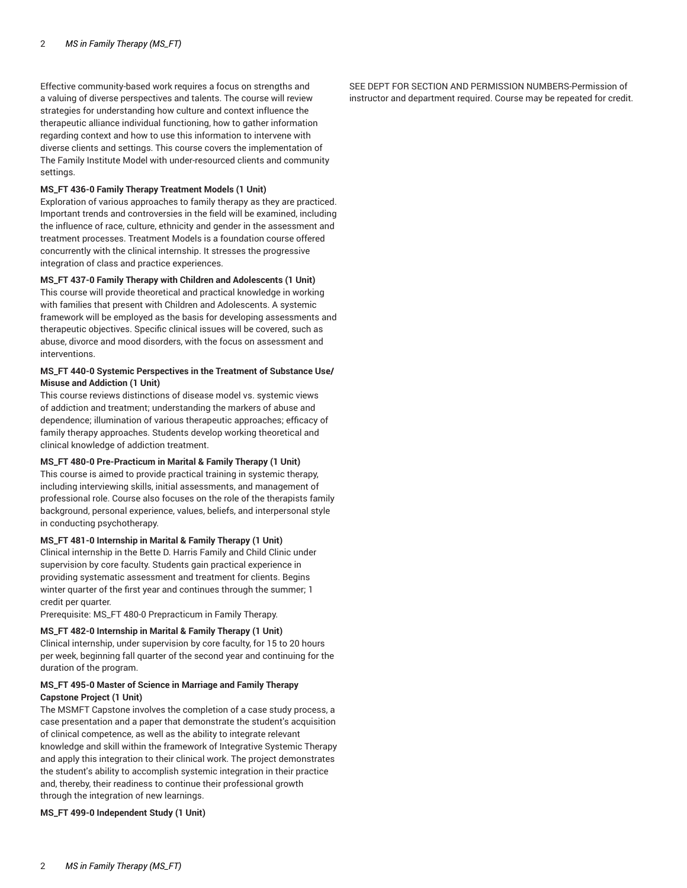Effective community-based work requires a focus on strengths and a valuing of diverse perspectives and talents. The course will review strategies for understanding how culture and context influence the therapeutic alliance individual functioning, how to gather information regarding context and how to use this information to intervene with diverse clients and settings. This course covers the implementation of The Family Institute Model with under-resourced clients and community settings.

**MS_FT 436-0 Family Therapy Treatment Models (1 Unit)**
Exploration of various approaches to family therapy as they are practiced. Important trends and controversies in the field will be examined, including the influence of race, culture, ethnicity and gender in the assessment and treatment processes. Treatment Models is a foundation course offered concurrently with the clinical internship. It stresses the progressive integration of class and practice experiences.

**MS_FT 437-0 Family Therapy with Children and Adolescents (1 Unit)**
This course will provide theoretical and practical knowledge in working with families that present with Children and Adolescents. A systemic framework will be employed as the basis for developing assessments and therapeutic objectives. Specific clinical issues will be covered, such as abuse, divorce and mood disorders, with the focus on assessment and interventions.

**MS_FT 440-0 Systemic Perspectives in the Treatment of Substance Use/ Misuse and Addiction (1 Unit)**
This course reviews distinctions of disease model vs. systemic views of addiction and treatment; understanding the markers of abuse and dependence; illumination of various therapeutic approaches; efficacy of family therapy approaches. Students develop working theoretical and clinical knowledge of addiction treatment.

**MS_FT 480-0 Pre-Practicum in Marital & Family Therapy (1 Unit)**
This course is aimed to provide practical training in systemic therapy, including interviewing skills, initial assessments, and management of professional role. Course also focuses on the role of the therapists family background, personal experience, values, beliefs, and interpersonal style in conducting psychotherapy.

**MS_FT 481-0 Internship in Marital & Family Therapy (1 Unit)**
Clinical internship in the Bette D. Harris Family and Child Clinic under supervision by core faculty. Students gain practical experience in providing systematic assessment and treatment for clients. Begins winter quarter of the first year and continues through the summer; 1 credit per quarter.
Prerequisite: MS_FT 480-0 Prepracticum in Family Therapy.

**MS_FT 482-0 Internship in Marital & Family Therapy (1 Unit)**
Clinical internship, under supervision by core faculty, for 15 to 20 hours per week, beginning fall quarter of the second year and continuing for the duration of the program.

**MS_FT 495-0 Master of Science in Marriage and Family Therapy Capstone Project (1 Unit)**
The MSMFT Capstone involves the completion of a case study process, a case presentation and a paper that demonstrate the student's acquisition of clinical competence, as well as the ability to integrate relevant knowledge and skill within the framework of Integrative Systemic Therapy and apply this integration to their clinical work. The project demonstrates the student's ability to accomplish systemic integration in their practice and, thereby, their readiness to continue their professional growth through the integration of new learnings.

**MS_FT 499-0 Independent Study (1 Unit)**
SEE DEPT FOR SECTION AND PERMISSION NUMBERS-Permission of instructor and department required. Course may be repeated for credit.